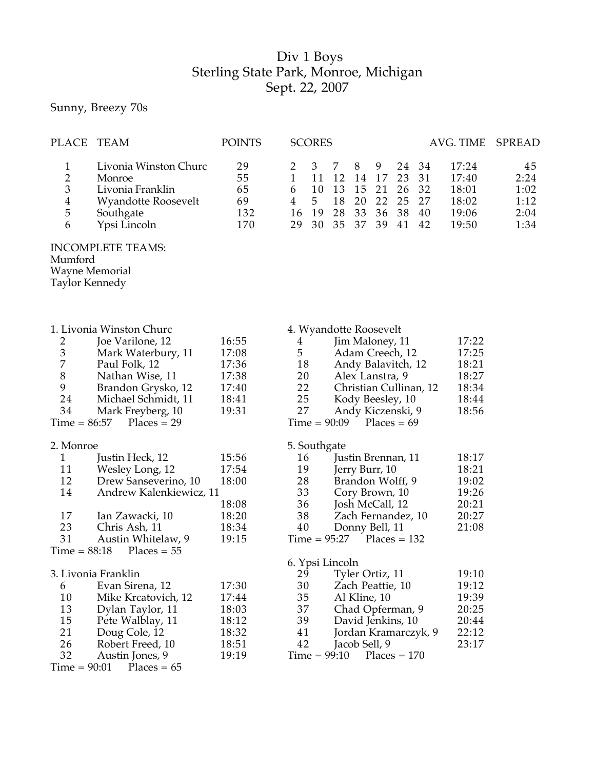# Div 1 Boys
## Sterling State Park, Monroe, Michigan
## Sept. 22, 2007

Sunny, Breezy 70s

| PLACE | TEAM | POINTS | SCORES | | | | | | | AVG. TIME | SPREAD |
|---|---|---|---|---|---|---|---|---|---|---|---|
| 1 | Livonia Winston Churc | 29 | 2 | 3 | 7 | 8 | 9 | 24 | 34 | 17:24 | 45 |
| 2 | Monroe | 55 | 1 | 11 | 12 | 14 | 17 | 23 | 31 | 17:40 | 2:24 |
| 3 | Livonia Franklin | 65 | 6 | 10 | 13 | 15 | 21 | 26 | 32 | 18:01 | 1:02 |
| 4 | Wyandotte Roosevelt | 69 | 4 | 5 | 18 | 20 | 22 | 25 | 27 | 18:02 | 1:12 |
| 5 | Southgate | 132 | 16 | 19 | 28 | 33 | 36 | 38 | 40 | 19:06 | 2:04 |
| 6 | Ypsi Lincoln | 170 | 29 | 30 | 35 | 37 | 39 | 41 | 42 | 19:50 | 1:34 |

INCOMPLETE TEAMS:
Mumford
Wayne Memorial
Taylor Kennedy

**1. Livonia Winston Churc**

| Place | Name | Time |
|---|---|---|
| 2 | Joe Varilone, 12 | 16:55 |
| 3 | Mark Waterbury, 11 | 17:08 |
| 7 | Paul Folk, 12 | 17:36 |
| 8 | Nathan Wise, 11 | 17:38 |
| 9 | Brandon Grysko, 12 | 17:40 |
| 24 | Michael Schmidt, 11 | 18:41 |
| 34 | Mark Freyberg, 10 | 19:31 |

Time = 86:57 Places = 29

**2. Monroe**

| Place | Name | Time |
|---|---|---|
| 1 | Justin Heck, 12 | 15:56 |
| 11 | Wesley Long, 12 | 17:54 |
| 12 | Drew Sanseverino, 10 | 18:00 |
| 14 | Andrew Kalenkiewicz, 11 | 18:08 |
| 17 | Ian Zawacki, 10 | 18:20 |
| 23 | Chris Ash, 11 | 18:34 |
| 31 | Austin Whitelaw, 9 | 19:15 |

Time = 88:18 Places = 55

**3. Livonia Franklin**

| Place | Name | Time |
|---|---|---|
| 6 | Evan Sirena, 12 | 17:30 |
| 10 | Mike Krcatovich, 12 | 17:44 |
| 13 | Dylan Taylor, 11 | 18:03 |
| 15 | Pete Walblay, 11 | 18:12 |
| 21 | Doug Cole, 12 | 18:32 |
| 26 | Robert Freed, 10 | 18:51 |
| 32 | Austin Jones, 9 | 19:19 |

Time = 90:01 Places = 65

**4. Wyandotte Roosevelt**

| Place | Name | Time |
|---|---|---|
| 4 | Jim Maloney, 11 | 17:22 |
| 5 | Adam Creech, 12 | 17:25 |
| 18 | Andy Balavitch, 12 | 18:21 |
| 20 | Alex Lanstra, 9 | 18:27 |
| 22 | Christian Cullinan, 12 | 18:34 |
| 25 | Kody Beesley, 10 | 18:44 |
| 27 | Andy Kiczenski, 9 | 18:56 |

Time = 90:09 Places = 69

**5. Southgate**

| Place | Name | Time |
|---|---|---|
| 16 | Justin Brennan, 11 | 18:17 |
| 19 | Jerry Burr, 10 | 18:21 |
| 28 | Brandon Wolff, 9 | 19:02 |
| 33 | Cory Brown, 10 | 19:26 |
| 36 | Josh McCall, 12 | 20:21 |
| 38 | Zach Fernandez, 10 | 20:27 |
| 40 | Donny Bell, 11 | 21:08 |

Time = 95:27 Places = 132

**6. Ypsi Lincoln**

| Place | Name | Time |
|---|---|---|
| 29 | Tyler Ortiz, 11 | 19:10 |
| 30 | Zach Peattie, 10 | 19:12 |
| 35 | Al Kline, 10 | 19:39 |
| 37 | Chad Opferman, 9 | 20:25 |
| 39 | David Jenkins, 10 | 20:44 |
| 41 | Jordan Kramarczyk, 9 | 22:12 |
| 42 | Jacob Sell, 9 | 23:17 |

Time = 99:10 Places = 170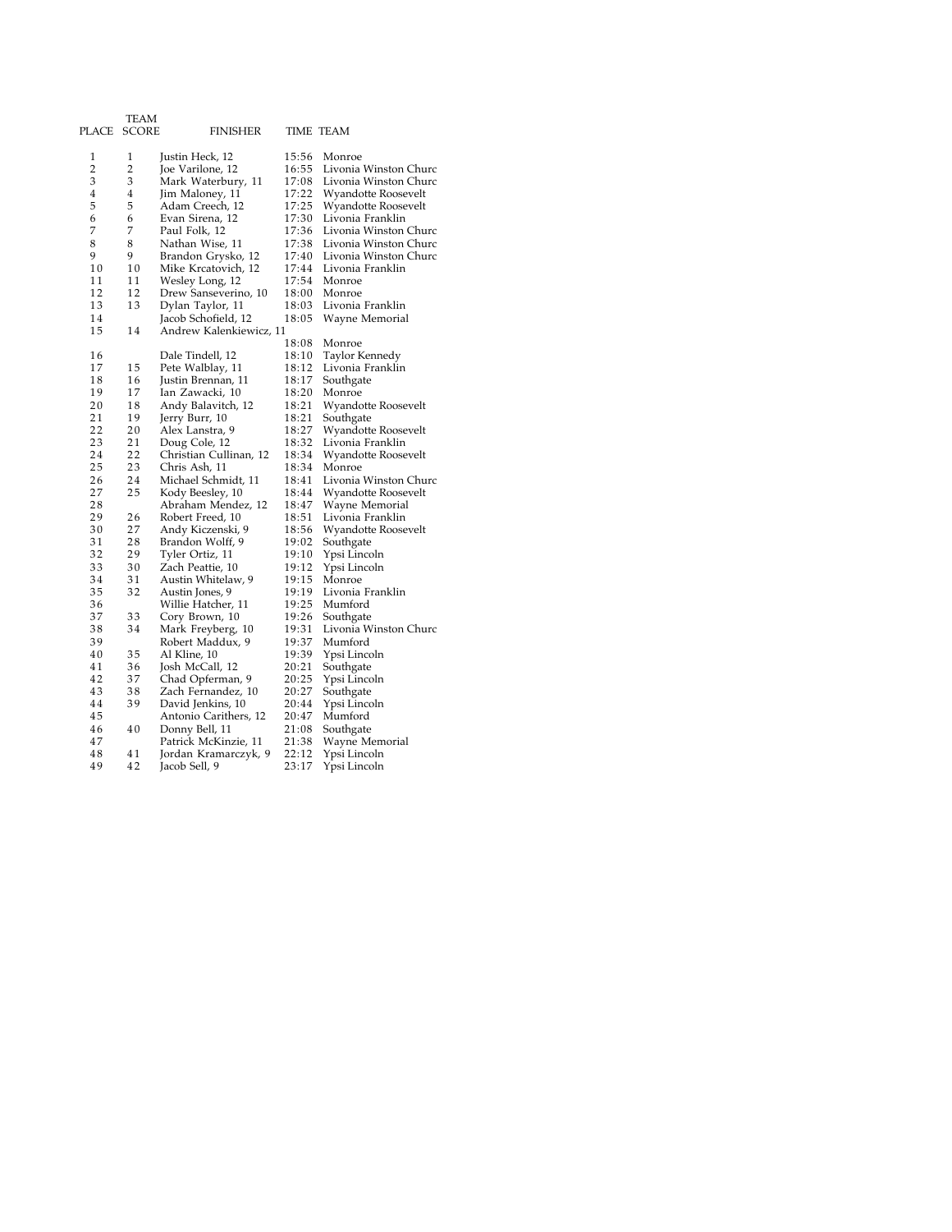| PLACE | TEAM SCORE | FINISHER | TIME | TEAM |
|---|---|---|---|---|
| 1 | 1 | Justin Heck, 12 | 15:56 | Monroe |
| 2 | 2 | Joe Varilone, 12 | 16:55 | Livonia Winston Churc |
| 3 | 3 | Mark Waterbury, 11 | 17:08 | Livonia Winston Churc |
| 4 | 4 | Jim Maloney, 11 | 17:22 | Wyandotte Roosevelt |
| 5 | 5 | Adam Creech, 12 | 17:25 | Wyandotte Roosevelt |
| 6 | 6 | Evan Sirena, 12 | 17:30 | Livonia Franklin |
| 7 | 7 | Paul Folk, 12 | 17:36 | Livonia Winston Churc |
| 8 | 8 | Nathan Wise, 11 | 17:38 | Livonia Winston Churc |
| 9 | 9 | Brandon Grysko, 12 | 17:40 | Livonia Winston Churc |
| 10 | 10 | Mike Krcatovich, 12 | 17:44 | Livonia Franklin |
| 11 | 11 | Wesley Long, 12 | 17:54 | Monroe |
| 12 | 12 | Drew Sanseverino, 10 | 18:00 | Monroe |
| 13 | 13 | Dylan Taylor, 11 | 18:03 | Livonia Franklin |
| 14 | | Jacob Schofield, 12 | 18:05 | Wayne Memorial |
| 15 | 14 | Andrew Kalenkiewicz, 11 | 18:08 | Monroe |
| 16 | | Dale Tindell, 12 | 18:10 | Taylor Kennedy |
| 17 | 15 | Pete Walblay, 11 | 18:12 | Livonia Franklin |
| 18 | 16 | Justin Brennan, 11 | 18:17 | Southgate |
| 19 | 17 | Ian Zawacki, 10 | 18:20 | Monroe |
| 20 | 18 | Andy Balavitch, 12 | 18:21 | Wyandotte Roosevelt |
| 21 | 19 | Jerry Burr, 10 | 18:21 | Southgate |
| 22 | 20 | Alex Lanstra, 9 | 18:27 | Wyandotte Roosevelt |
| 23 | 21 | Doug Cole, 12 | 18:32 | Livonia Franklin |
| 24 | 22 | Christian Cullinan, 12 | 18:34 | Wyandotte Roosevelt |
| 25 | 23 | Chris Ash, 11 | 18:34 | Monroe |
| 26 | 24 | Michael Schmidt, 11 | 18:41 | Livonia Winston Churc |
| 27 | 25 | Kody Beesley, 10 | 18:44 | Wyandotte Roosevelt |
| 28 | | Abraham Mendez, 12 | 18:47 | Wayne Memorial |
| 29 | 26 | Robert Freed, 10 | 18:51 | Livonia Franklin |
| 30 | 27 | Andy Kiczenski, 9 | 18:56 | Wyandotte Roosevelt |
| 31 | 28 | Brandon Wolff, 9 | 19:02 | Southgate |
| 32 | 29 | Tyler Ortiz, 11 | 19:10 | Ypsi Lincoln |
| 33 | 30 | Zach Peattie, 10 | 19:12 | Ypsi Lincoln |
| 34 | 31 | Austin Whitelaw, 9 | 19:15 | Monroe |
| 35 | 32 | Austin Jones, 9 | 19:19 | Livonia Franklin |
| 36 | | Willie Hatcher, 11 | 19:25 | Mumford |
| 37 | 33 | Cory Brown, 10 | 19:26 | Southgate |
| 38 | 34 | Mark Freyberg, 10 | 19:31 | Livonia Winston Churc |
| 39 | | Robert Maddux, 9 | 19:37 | Mumford |
| 40 | 35 | Al Kline, 10 | 19:39 | Ypsi Lincoln |
| 41 | 36 | Josh McCall, 12 | 20:21 | Southgate |
| 42 | 37 | Chad Opferman, 9 | 20:25 | Ypsi Lincoln |
| 43 | 38 | Zach Fernandez, 10 | 20:27 | Southgate |
| 44 | 39 | David Jenkins, 10 | 20:44 | Ypsi Lincoln |
| 45 | | Antonio Carithers, 12 | 20:47 | Mumford |
| 46 | 40 | Donny Bell, 11 | 21:08 | Southgate |
| 47 | | Patrick McKinzie, 11 | 21:38 | Wayne Memorial |
| 48 | 41 | Jordan Kramarczyk, 9 | 22:12 | Ypsi Lincoln |
| 49 | 42 | Jacob Sell, 9 | 23:17 | Ypsi Lincoln |